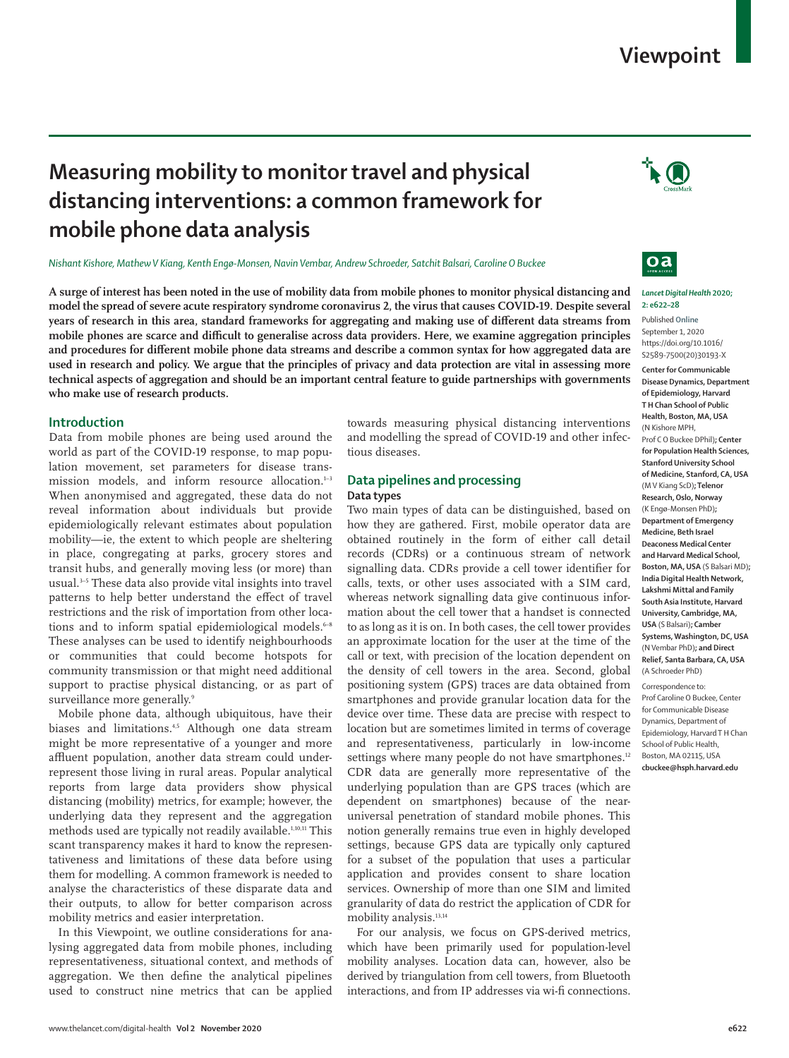# Measuring mobility to monitor travel and physical distancing interventions: a common framework for mobile phone data analysis

*Nishant Kishore, Mathew V Kiang, Kenth Engø-Monsen, Navin Vembar, Andrew Schroeder, Satchit Balsari, Caroline O Buckee*

**A surge of interest has been noted in the use of mobility data from mobile phones to monitor physical distancing and model the spread of severe acute respiratory syndrome coronavirus 2, the virus that causes COVID-19. Despite several years of research in this area, standard frameworks for aggregating and making use of different data streams from mobile phones are scarce and difficult to generalise across data providers. Here, we examine aggregation principles and procedures for different mobile phone data streams and describe a common syntax for how aggregated data are used in research and policy. We argue that the principles of privacy and data protection are vital in assessing more technical aspects of aggregation and should be an important central feature to guide partnerships with governments who make use of research products.**

*Lancet Digital Health* 2020; 2: e622–28

Published Online September 1, 2020 https://doi.org/10.1016/S2589-7500(20)30193-X

**Center for Communicable Disease Dynamics, Department of Epidemiology, Harvard T H Chan School of Public Health, Boston, MA, USA** (N Kishore MPH, Prof C O Buckee DPhil)**; Center for Population Health Sciences, Stanford University School of Medicine, Stanford, CA, USA** (M V Kiang ScD)**; Telenor Research, Oslo, Norway** (K Engø-Monsen PhD)**; Department of Emergency Medicine, Beth Israel Deaconess Medical Center and Harvard Medical School, Boston, MA, USA** (S Balsari MD)**; India Digital Health Network, Lakshmi Mittal and Family South Asia Institute, Harvard University, Cambridge, MA, USA** (S Balsari)**; Camber Systems, Washington, DC, USA** (N Vembar PhD)**; and Direct Relief, Santa Barbara, CA, USA** (A Schroeder PhD)

Correspondence to: Prof Caroline O Buckee, Center for Communicable Disease Dynamics, Department of Epidemiology, Harvard T H Chan School of Public Health, Boston, MA 02115, USA **cbuckee@hsph.harvard.edu**

## Introduction

Data from mobile phones are being used around the world as part of the COVID-19 response, to map population movement, set parameters for disease transmission models, and inform resource allocation.[1–3] When anonymised and aggregated, these data do not reveal information about individuals but provide epidemiologically relevant estimates about population mobility—ie, the extent to which people are sheltering in place, congregating at parks, grocery stores and transit hubs, and generally moving less (or more) than usual.[3–5] These data also provide vital insights into travel patterns to help better understand the effect of travel restrictions and the risk of importation from other locations and to inform spatial epidemiological models.[6–8] These analyses can be used to identify neighbourhoods or communities that could become hotspots for community transmission or that might need additional support to practise physical distancing, or as part of surveillance more generally.[9]

Mobile phone data, although ubiquitous, have their biases and limitations.[4,5] Although one data stream might be more representative of a younger and more affluent population, another data stream could under-represent those living in rural areas. Popular analytical reports from large data providers show physical distancing (mobility) metrics, for example; however, the underlying data they represent and the aggregation methods used are typically not readily available.[1,10,11] This scant transparency makes it hard to know the representativeness and limitations of these data before using them for modelling. A common framework is needed to analyse the characteristics of these disparate data and their outputs, to allow for better comparison across mobility metrics and easier interpretation.

In this Viewpoint, we outline considerations for analysing aggregated data from mobile phones, including representativeness, situational context, and methods of aggregation. We then define the analytical pipelines used to construct nine metrics that can be applied towards measuring physical distancing interventions and modelling the spread of COVID-19 and other infectious diseases.

## Data pipelines and processing

### Data types

Two main types of data can be distinguished, based on how they are gathered. First, mobile operator data are obtained routinely in the form of either call detail records (CDRs) or a continuous stream of network signalling data. CDRs provide a cell tower identifier for calls, texts, or other uses associated with a SIM card, whereas network signalling data give continuous information about the cell tower that a handset is connected to as long as it is on. In both cases, the cell tower provides an approximate location for the user at the time of the call or text, with precision of the location dependent on the density of cell towers in the area. Second, global positioning system (GPS) traces are data obtained from smartphones and provide granular location data for the device over time. These data are precise with respect to location but are sometimes limited in terms of coverage and representativeness, particularly in low-income settings where many people do not have smartphones.[12] CDR data are generally more representative of the underlying population than are GPS traces (which are dependent on smartphones) because of the near-universal penetration of standard mobile phones. This notion generally remains true even in highly developed settings, because GPS data are typically only captured for a subset of the population that uses a particular application and provides consent to share location services. Ownership of more than one SIM and limited granularity of data do restrict the application of CDR for mobility analysis.[13,14]

For our analysis, we focus on GPS-derived metrics, which have been primarily used for population-level mobility analyses. Location data can, however, also be derived by triangulation from cell towers, from Bluetooth interactions, and from IP addresses via wi-fi connections.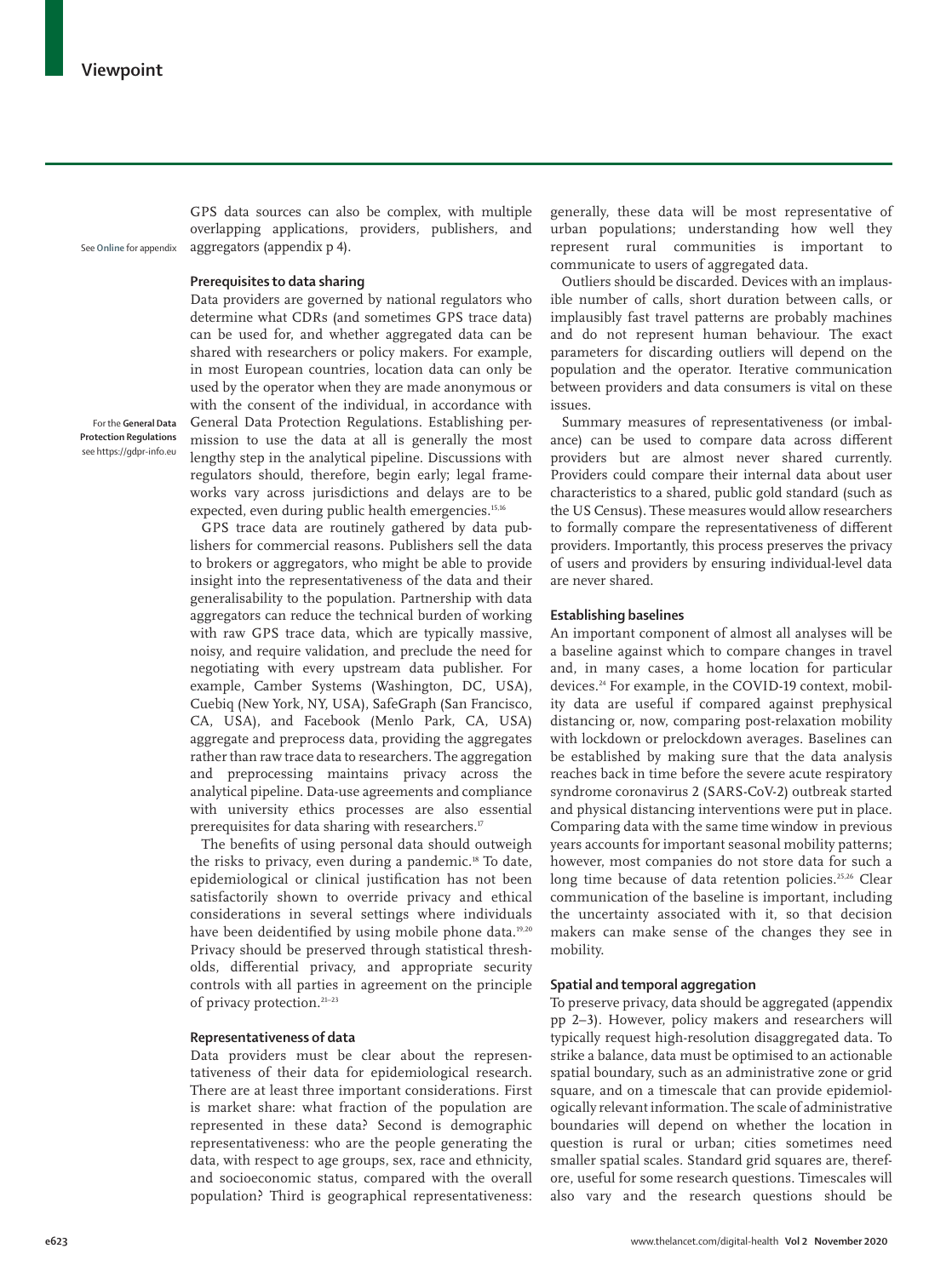GPS data sources can also be complex, with multiple overlapping applications, providers, publishers, and aggregators (appendix p 4).

See **Online** for appendix

## Prerequisites to data sharing

Data providers are governed by national regulators who determine what CDRs (and sometimes GPS trace data) can be used for, and whether aggregated data can be shared with researchers or policy makers. For example, in most European countries, location data can only be used by the operator when they are made anonymous or with the consent of the individual, in accordance with General Data Protection Regulations. Establishing permission to use the data at all is generally the most lengthy step in the analytical pipeline. Discussions with regulators should, therefore, begin early; legal frameworks vary across jurisdictions and delays are to be expected, even during public health emergencies.[15,16]

For the **General Data Protection Regulations** see https://gdpr-info.eu

GPS trace data are routinely gathered by data publishers for commercial reasons. Publishers sell the data to brokers or aggregators, who might be able to provide insight into the representativeness of the data and their generalisability to the population. Partnership with data aggregators can reduce the technical burden of working with raw GPS trace data, which are typically massive, noisy, and require validation, and preclude the need for negotiating with every upstream data publisher. For example, Camber Systems (Washington, DC, USA), Cuebiq (New York, NY, USA), SafeGraph (San Francisco, CA, USA), and Facebook (Menlo Park, CA, USA) aggregate and preprocess data, providing the aggregates rather than raw trace data to researchers. The aggregation and preprocessing maintains privacy across the analytical pipeline. Data-use agreements and compliance with university ethics processes are also essential prerequisites for data sharing with researchers.[17]

The benefits of using personal data should outweigh the risks to privacy, even during a pandemic.[18] To date, epidemiological or clinical justification has not been satisfactorily shown to override privacy and ethical considerations in several settings where individuals have been deidentified by using mobile phone data.[19,20] Privacy should be preserved through statistical thresholds, differential privacy, and appropriate security controls with all parties in agreement on the principle of privacy protection.[21–23]

## Representativeness of data

Data providers must be clear about the representativeness of their data for epidemiological research. There are at least three important considerations. First is market share: what fraction of the population are represented in these data? Second is demographic representativeness: who are the people generating the data, with respect to age groups, sex, race and ethnicity, and socioeconomic status, compared with the overall population? Third is geographical representativeness: generally, these data will be most representative of urban populations; understanding how well they represent rural communities is important to communicate to users of aggregated data.

Outliers should be discarded. Devices with an implausible number of calls, short duration between calls, or implausibly fast travel patterns are probably machines and do not represent human behaviour. The exact parameters for discarding outliers will depend on the population and the operator. Iterative communication between providers and data consumers is vital on these issues.

Summary measures of representativeness (or imbalance) can be used to compare data across different providers but are almost never shared currently. Providers could compare their internal data about user characteristics to a shared, public gold standard (such as the US Census). These measures would allow researchers to formally compare the representativeness of different providers. Importantly, this process preserves the privacy of users and providers by ensuring individual-level data are never shared.

## Establishing baselines

An important component of almost all analyses will be a baseline against which to compare changes in travel and, in many cases, a home location for particular devices.[24] For example, in the COVID-19 context, mobility data are useful if compared against prephysical distancing or, now, comparing post-relaxation mobility with lockdown or prelockdown averages. Baselines can be established by making sure that the data analysis reaches back in time before the severe acute respiratory syndrome coronavirus 2 (SARS-CoV-2) outbreak started and physical distancing interventions were put in place. Comparing data with the same time window in previous years accounts for important seasonal mobility patterns; however, most companies do not store data for such a long time because of data retention policies.[25,26] Clear communication of the baseline is important, including the uncertainty associated with it, so that decision makers can make sense of the changes they see in mobility.

## Spatial and temporal aggregation

To preserve privacy, data should be aggregated (appendix pp 2–3). However, policy makers and researchers will typically request high-resolution disaggregated data. To strike a balance, data must be optimised to an actionable spatial boundary, such as an administrative zone or grid square, and on a timescale that can provide epidemiologically relevant information. The scale of administrative boundaries will depend on whether the location in question is rural or urban; cities sometimes need smaller spatial scales. Standard grid squares are, therefore, useful for some research questions. Timescales will also vary and the research questions should be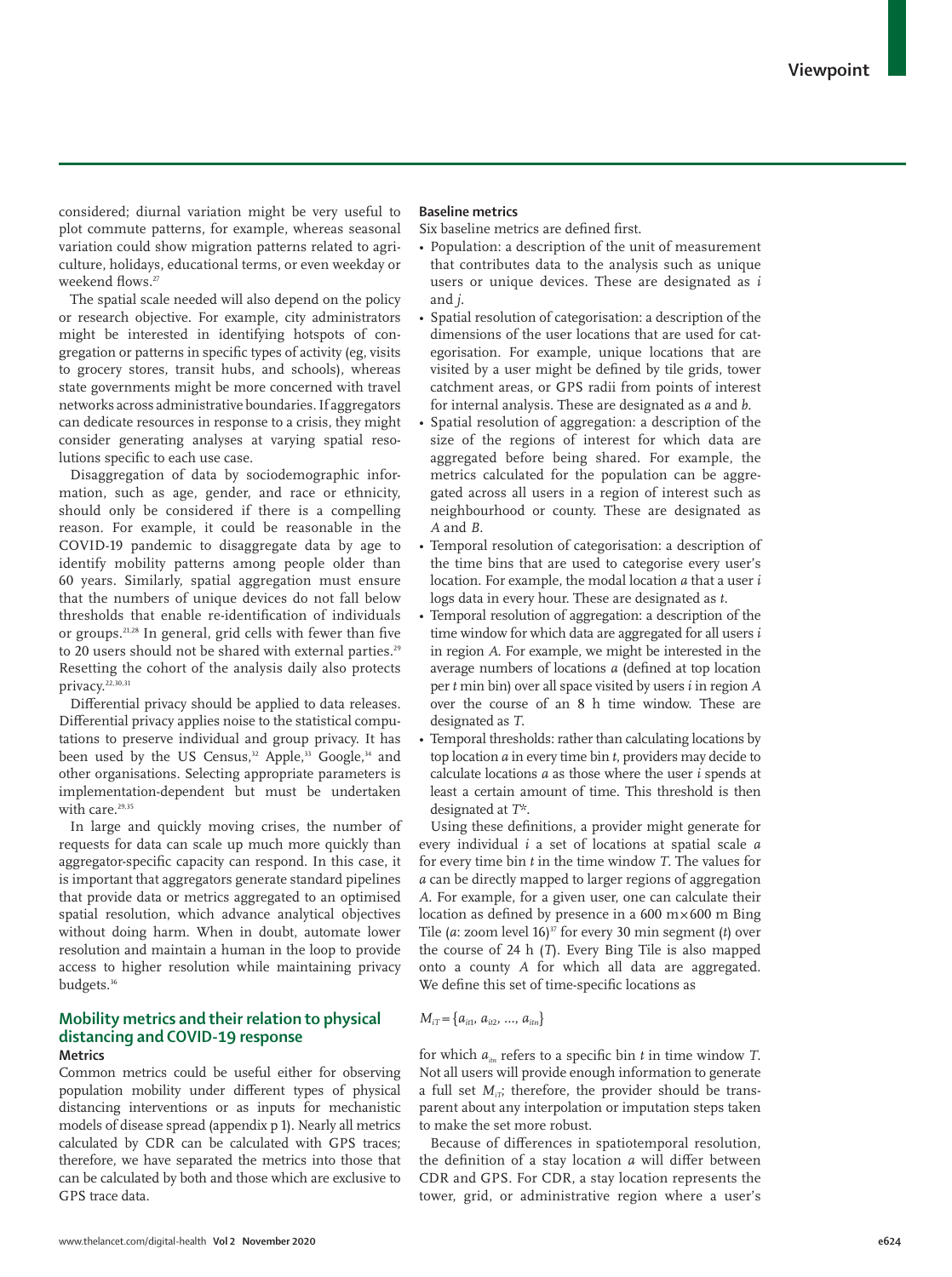considered; diurnal variation might be very useful to plot commute patterns, for example, whereas seasonal variation could show migration patterns related to agriculture, holidays, educational terms, or even weekday or weekend flows.[27]

The spatial scale needed will also depend on the policy or research objective. For example, city administrators might be interested in identifying hotspots of congregation or patterns in specific types of activity (eg, visits to grocery stores, transit hubs, and schools), whereas state governments might be more concerned with travel networks across administrative boundaries. If aggregators can dedicate resources in response to a crisis, they might consider generating analyses at varying spatial resolutions specific to each use case.

Disaggregation of data by sociodemographic information, such as age, gender, and race or ethnicity, should only be considered if there is a compelling reason. For example, it could be reasonable in the COVID-19 pandemic to disaggregate data by age to identify mobility patterns among people older than 60 years. Similarly, spatial aggregation must ensure that the numbers of unique devices do not fall below thresholds that enable re-identification of individuals or groups.[21,28] In general, grid cells with fewer than five to 20 users should not be shared with external parties.[29] Resetting the cohort of the analysis daily also protects privacy.[22,30,31]

Differential privacy should be applied to data releases. Differential privacy applies noise to the statistical computations to preserve individual and group privacy. It has been used by the US Census,[32] Apple,[33] Google,[34] and other organisations. Selecting appropriate parameters is implementation-dependent but must be undertaken with care.[29,35]

In large and quickly moving crises, the number of requests for data can scale up much more quickly than aggregator-specific capacity can respond. In this case, it is important that aggregators generate standard pipelines that provide data or metrics aggregated to an optimised spatial resolution, which advance analytical objectives without doing harm. When in doubt, automate lower resolution and maintain a human in the loop to provide access to higher resolution while maintaining privacy budgets.[36]

## Mobility metrics and their relation to physical distancing and COVID-19 response

### Metrics

Common metrics could be useful either for observing population mobility under different types of physical distancing interventions or as inputs for mechanistic models of disease spread (appendix p 1). Nearly all metrics calculated by CDR can be calculated with GPS traces; therefore, we have separated the metrics into those that can be calculated by both and those which are exclusive to GPS trace data.

### Baseline metrics

Six baseline metrics are defined first.

- Population: a description of the unit of measurement that contributes data to the analysis such as unique users or unique devices. These are designated as $i$ and $j$.
- Spatial resolution of categorisation: a description of the dimensions of the user locations that are used for categorisation. For example, unique locations that are visited by a user might be defined by tile grids, tower catchment areas, or GPS radii from points of interest for internal analysis. These are designated as $a$ and $b$.
- Spatial resolution of aggregation: a description of the size of the regions of interest for which data are aggregated before being shared. For example, the metrics calculated for the population can be aggregated across all users in a region of interest such as neighbourhood or county. These are designated as $A$ and $B$.
- Temporal resolution of categorisation: a description of the time bins that are used to categorise every user's location. For example, the modal location $a$ that a user $i$ logs data in every hour. These are designated as $t$.
- Temporal resolution of aggregation: a description of the time window for which data are aggregated for all users $i$ in region $A$. For example, we might be interested in the average numbers of locations $a$ (defined at top location per $t$ min bin) over all space visited by users $i$ in region $A$ over the course of an 8 h time window. These are designated as $T$.
- Temporal thresholds: rather than calculating locations by top location $a$ in every time bin $t$, providers may decide to calculate locations $a$ as those where the user $i$ spends at least a certain amount of time. This threshold is then designated at $T^*$.

Using these definitions, a provider might generate for every individual $i$ a set of locations at spatial scale $a$ for every time bin $t$ in the time window $T$. The values for $a$ can be directly mapped to larger regions of aggregation $A$. For example, for a given user, one can calculate their location as defined by presence in a 600 m×600 m Bing Tile ($a$: zoom level 16)[37] for every 30 min segment ($t$) over the course of 24 h ($T$). Every Bing Tile is also mapped onto a county $A$ for which all data are aggregated. We define this set of time-specific locations as

$$M_{iT} = \{a_{it1}, a_{it2}, \ldots, a_{itn}\}$$

for which $a_{itn}$ refers to a specific bin $t$ in time window $T$. Not all users will provide enough information to generate a full set $M_{iT}$; therefore, the provider should be transparent about any interpolation or imputation steps taken to make the set more robust.

Because of differences in spatiotemporal resolution, the definition of a stay location $a$ will differ between CDR and GPS. For CDR, a stay location represents the tower, grid, or administrative region where a user's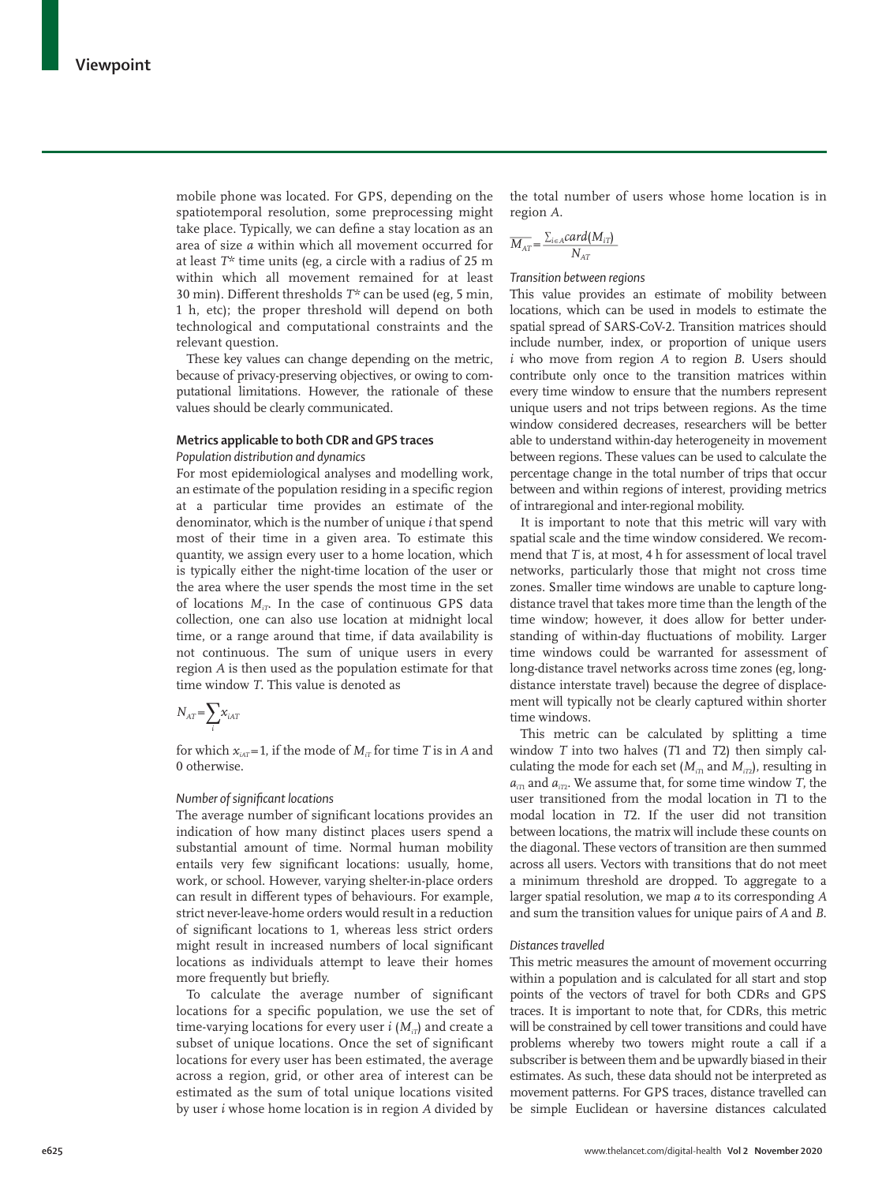mobile phone was located. For GPS, depending on the spatiotemporal resolution, some preprocessing might take place. Typically, we can define a stay location as an area of size $a$ within which all movement occurred for at least $T^*$ time units (eg, a circle with a radius of 25 m within which all movement remained for at least 30 min). Different thresholds $T^*$ can be used (eg, 5 min, 1 h, etc); the proper threshold will depend on both technological and computational constraints and the relevant question.

These key values can change depending on the metric, because of privacy-preserving objectives, or owing to computational limitations. However, the rationale of these values should be clearly communicated.

### Metrics applicable to both CDR and GPS traces

*Population distribution and dynamics*

For most epidemiological analyses and modelling work, an estimate of the population residing in a specific region at a particular time provides an estimate of the denominator, which is the number of unique $i$ that spend most of their time in a given area. To estimate this quantity, we assign every user to a home location, which is typically either the night-time location of the user or the area where the user spends the most time in the set of locations $M_{iT}$. In the case of continuous GPS data collection, one can also use location at midnight local time, or a range around that time, if data availability is not continuous. The sum of unique users in every region $A$ is then used as the population estimate for that time window $T$. This value is denoted as

$$N_{AT} = \sum_i x_{iAT}$$

for which $x_{iAT} = 1$, if the mode of $M_{iT}$ for time $T$ is in $A$ and 0 otherwise.

*Number of significant locations*

The average number of significant locations provides an indication of how many distinct places users spend a substantial amount of time. Normal human mobility entails very few significant locations: usually, home, work, or school. However, varying shelter-in-place orders can result in different types of behaviours. For example, strict never-leave-home orders would result in a reduction of significant locations to 1, whereas less strict orders might result in increased numbers of local significant locations as individuals attempt to leave their homes more frequently but briefly.

To calculate the average number of significant locations for a specific population, we use the set of time-varying locations for every user $i$ ($M_{iT}$) and create a subset of unique locations. Once the set of significant locations for every user has been estimated, the average across a region, grid, or other area of interest can be estimated as the sum of total unique locations visited by user $i$ whose home location is in region $A$ divided by the total number of users whose home location is in region $A$.

$$\overline{M_{AT}} = \frac{\sum_{i \in A} card(M_{iT})}{N_{AT}}$$

*Transition between regions*

This value provides an estimate of mobility between locations, which can be used in models to estimate the spatial spread of SARS-CoV-2. Transition matrices should include number, index, or proportion of unique users $i$ who move from region $A$ to region $B$. Users should contribute only once to the transition matrices within every time window to ensure that the numbers represent unique users and not trips between regions. As the time window considered decreases, researchers will be better able to understand within-day heterogeneity in movement between regions. These values can be used to calculate the percentage change in the total number of trips that occur between and within regions of interest, providing metrics of intraregional and inter-regional mobility.

It is important to note that this metric will vary with spatial scale and the time window considered. We recommend that $T$ is, at most, 4 h for assessment of local travel networks, particularly those that might not cross time zones. Smaller time windows are unable to capture long-distance travel that takes more time than the length of the time window; however, it does allow for better understanding of within-day fluctuations of mobility. Larger time windows could be warranted for assessment of long-distance travel networks across time zones (eg, long-distance interstate travel) because the degree of displacement will typically not be clearly captured within shorter time windows.

This metric can be calculated by splitting a time window $T$ into two halves ($T1$ and $T2$) then simply calculating the mode for each set ($M_{iT1}$ and $M_{iT2}$), resulting in $a_{iT1}$ and $a_{iT2}$. We assume that, for some time window $T$, the user transitioned from the modal location in $T1$ to the modal location in $T2$. If the user did not transition between locations, the matrix will include these counts on the diagonal. These vectors of transition are then summed across all users. Vectors with transitions that do not meet a minimum threshold are dropped. To aggregate to a larger spatial resolution, we map $a$ to its corresponding $A$ and sum the transition values for unique pairs of $A$ and $B$.

*Distances travelled*

This metric measures the amount of movement occurring within a population and is calculated for all start and stop points of the vectors of travel for both CDRs and GPS traces. It is important to note that, for CDRs, this metric will be constrained by cell tower transitions and could have problems whereby two towers might route a call if a subscriber is between them and be upwardly biased in their estimates. As such, these data should not be interpreted as movement patterns. For GPS traces, distance travelled can be simple Euclidean or haversine distances calculated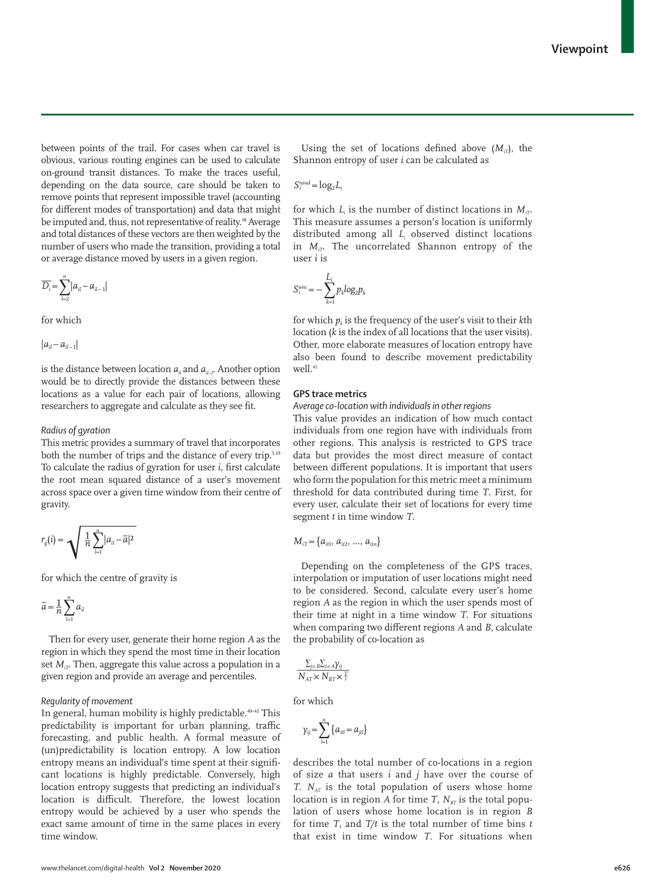between points of the trail. For cases when car travel is obvious, various routing engines can be used to calculate on-ground transit distances. To make the traces useful, depending on the data source, care should be taken to remove points that represent impossible travel (accounting for different modes of transportation) and data that might be imputed and, thus, not representative of reality.[38] Average and total distances of these vectors are then weighted by the number of users who made the transition, providing a total or average distance moved by users in a given region.

$$\overline{D_i} = \sum_{l=2}^{n} |a_{il} - a_{il-1}|$$

for which

$$|a_{il} - a_{il-1}|$$

is the distance between location $a_{il}$ and $a_{il-1}$. Another option would be to directly provide the distances between these locations as a value for each pair of locations, allowing researchers to aggregate and calculate as they see fit.

### *Radius of gyration*

This metric provides a summary of travel that incorporates both the number of trips and the distance of every trip.[5,39] To calculate the radius of gyration for user *i*, first calculate the root mean squared distance of a user's movement across space over a given time window from their centre of gravity.

$$r_g(i) = \sqrt{\frac{1}{n}\sum_{l=1}^{n} |a_{il} - \overline{a}|^2}$$

for which the centre of gravity is

$$\overline{a} = \frac{1}{n}\sum_{l=1}^{n} a_{il}$$

Then for every user, generate their home region *A* as the region in which they spend the most time in their location set $M_{iT}$. Then, aggregate this value across a population in a given region and provide an average and percentiles.

### *Regularity of movement*

In general, human mobility is highly predictable.[40–42] This predictability is important for urban planning, traffic forecasting, and public health. A formal measure of (un)predictability is location entropy. A low location entropy means an individual's time spent at their significant locations is highly predictable. Conversely, high location entropy suggests that predicting an individual's location is difficult. Therefore, the lowest location entropy would be achieved by a user who spends the exact same amount of time in the same places in every time window.

Using the set of locations defined above ($M_{iT}$), the Shannon entropy of user *i* can be calculated as

$$S_i^{rand} = \log_2 L_i$$

for which $L_i$ is the number of distinct locations in $M_{iT}$. This measure assumes a person's location is uniformly distributed among all $L_i$ observed distinct locations in $M_{iT}$. The uncorrelated Shannon entropy of the user *i* is

$$S_i^{unc} = -\sum_{k=1}^{L_i} p_k log_2 p_k$$

for which $p_k$ is the frequency of the user's visit to their *k*th location (*k* is the index of all locations that the user visits). Other, more elaborate measures of location entropy have also been found to describe movement predictability well.[41]

## GPS trace metrics

### *Average co-location with individuals in other regions*

This value provides an indication of how much contact individuals from one region have with individuals from other regions. This analysis is restricted to GPS trace data but provides the most direct measure of contact between different populations. It is important that users who form the population for this metric meet a minimum threshold for data contributed during time *T*. First, for every user, calculate their set of locations for every time segment *t* in time window *T*.

$$M_{iT} = \{a_{it1}, a_{it2}, \ldots, a_{itn}\}$$

Depending on the completeness of the GPS traces, interpolation or imputation of user locations might need to be considered. Second, calculate every user's home region *A* as the region in which the user spends most of their time at night in a time window *T*. For situations when comparing two different regions *A* and *B*, calculate the probability of co-location as

$$\frac{\sum_{j \in B}\sum_{i \in A} y_{ij}}{N_{AT} \times N_{BT} \times \frac{T}{t}}$$

for which

$$y_{ij} = \sum_{l=1}^{n} \{a_{itl} = a_{jtl}\}$$

describes the total number of co-locations in a region of size *a* that users *i* and *j* have over the course of *T*. $N_{AT}$ is the total population of users whose home location is in region *A* for time *T*, $N_{BT}$ is the total population of users whose home location is in region *B* for time *T*, and *T/t* is the total number of time bins *t* that exist in time window *T*. For situations when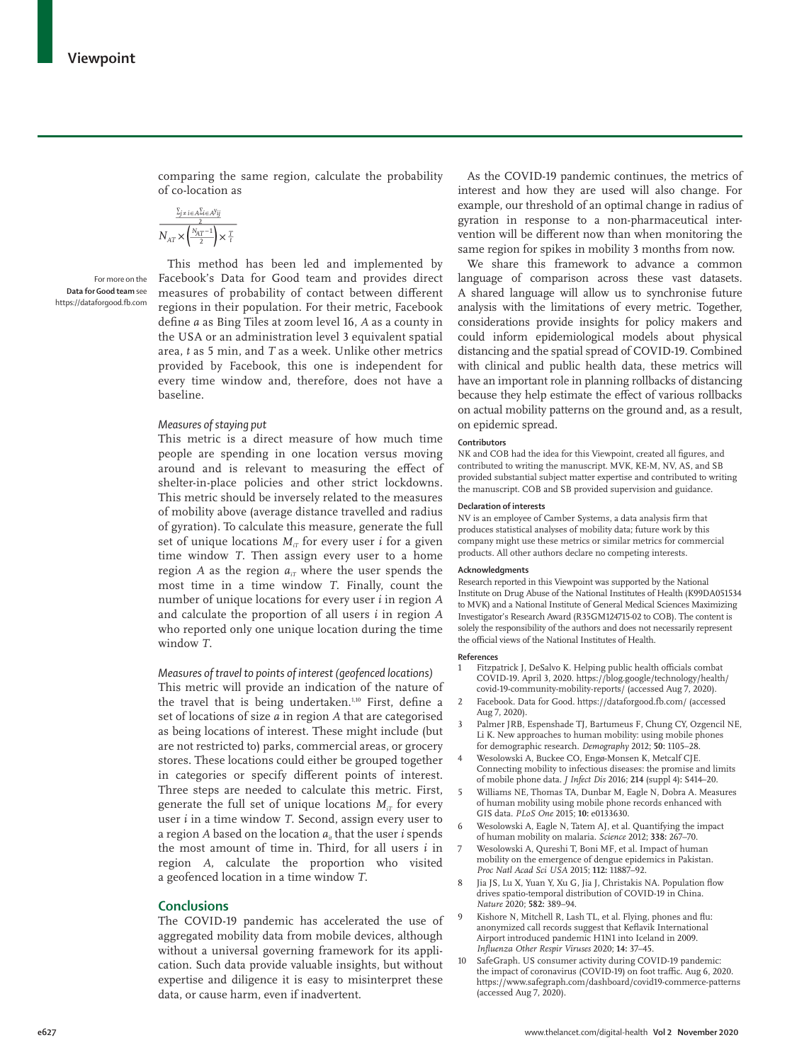comparing the same region, calculate the probability of co-location as

$$\frac{\frac{\sum_{j \neq i \in A} \sum_{i \in A} y_{ij}}{2}}{N_{AT} \times \left(\frac{N_{AT}-1}{2}\right) \times \frac{T}{t}}$$

For more on the **Data for Good team** see https://dataforgood.fb.com

This method has been led and implemented by Facebook's Data for Good team and provides direct measures of probability of contact between different regions in their population. For their metric, Facebook define $a$ as Bing Tiles at zoom level 16, $A$ as a county in the USA or an administration level 3 equivalent spatial area, $t$ as 5 min, and $T$ as a week. Unlike other metrics provided by Facebook, this one is independent for every time window and, therefore, does not have a baseline.

*Measures of staying put*

This metric is a direct measure of how much time people are spending in one location versus moving around and is relevant to measuring the effect of shelter-in-place policies and other strict lockdowns. This metric should be inversely related to the measures of mobility above (average distance travelled and radius of gyration). To calculate this measure, generate the full set of unique locations $M_{iT}$ for every user $i$ for a given time window $T$. Then assign every user to a home region $A$ as the region $a_{iT}$ where the user spends the most time in a time window $T$. Finally, count the number of unique locations for every user $i$ in region $A$ and calculate the proportion of all users $i$ in region $A$ who reported only one unique location during the time window $T$.

*Measures of travel to points of interest (geofenced locations)*

This metric will provide an indication of the nature of the travel that is being undertaken.[1,10] First, define a set of locations of size $a$ in region $A$ that are categorised as being locations of interest. These might include (but are not restricted to) parks, commercial areas, or grocery stores. These locations could either be grouped together in categories or specify different points of interest. Three steps are needed to calculate this metric. First, generate the full set of unique locations $M_{iT}$ for every user $i$ in a time window $T$. Second, assign every user to a region $A$ based on the location $a_{ii}$ that the user $i$ spends the most amount of time in. Third, for all users $i$ in region $A$, calculate the proportion who visited a geofenced location in a time window $T$.

## Conclusions

The COVID-19 pandemic has accelerated the use of aggregated mobility data from mobile devices, although without a universal governing framework for its application. Such data provide valuable insights, but without expertise and diligence it is easy to misinterpret these data, or cause harm, even if inadvertent.

As the COVID-19 pandemic continues, the metrics of interest and how they are used will also change. For example, our threshold of an optimal change in radius of gyration in response to a non-pharmaceutical intervention will be different now than when monitoring the same region for spikes in mobility 3 months from now.

We share this framework to advance a common language of comparison across these vast datasets. A shared language will allow us to synchronise future analysis with the limitations of every metric. Together, considerations provide insights for policy makers and could inform epidemiological models about physical distancing and the spatial spread of COVID-19. Combined with clinical and public health data, these metrics will have an important role in planning rollbacks of distancing because they help estimate the effect of various rollbacks on actual mobility patterns on the ground and, as a result, on epidemic spread.

**Contributors**

NK and COB had the idea for this Viewpoint, created all figures, and contributed to writing the manuscript. MVK, KE-M, NV, AS, and SB provided substantial subject matter expertise and contributed to writing the manuscript. COB and SB provided supervision and guidance.

**Declaration of interests**

NV is an employee of Camber Systems, a data analysis firm that produces statistical analyses of mobility data; future work by this company might use these metrics or similar metrics for commercial products. All other authors declare no competing interests.

**Acknowledgments**

Research reported in this Viewpoint was supported by the National Institute on Drug Abuse of the National Institutes of Health (K99DA051534 to MVK) and a National Institute of General Medical Sciences Maximizing Investigator's Research Award (R35GM124715-02 to COB). The content is solely the responsibility of the authors and does not necessarily represent the official views of the National Institutes of Health.

**References**

1. Fitzpatrick J, DeSalvo K. Helping public health officials combat COVID-19. April 3, 2020. https://blog.google/technology/health/covid-19-community-mobility-reports/ (accessed Aug 7, 2020).
2. Facebook. Data for Good. https://dataforgood.fb.com/ (accessed Aug 7, 2020).
3. Palmer JRB, Espenshade TJ, Bartumeus F, Chung CY, Ozgencil NE, Li K. New approaches to human mobility: using mobile phones for demographic research. *Demography* 2012; **50:** 1105–28.
4. Wesolowski A, Buckee CO, Engø-Monsen K, Metcalf CJE. Connecting mobility to infectious diseases: the promise and limits of mobile phone data. *J Infect Dis* 2016; **214** (suppl 4)**:** S414–20.
5. Williams NE, Thomas TA, Dunbar M, Eagle N, Dobra A. Measures of human mobility using mobile phone records enhanced with GIS data. *PLoS One* 2015; **10:** e0133630.
6. Wesolowski A, Eagle N, Tatem AJ, et al. Quantifying the impact of human mobility on malaria. *Science* 2012; **338:** 267–70.
7. Wesolowski A, Qureshi T, Boni MF, et al. Impact of human mobility on the emergence of dengue epidemics in Pakistan. *Proc Natl Acad Sci USA* 2015; **112:** 11887–92.
8. Jia JS, Lu X, Yuan Y, Xu G, Jia J, Christakis NA. Population flow drives spatio-temporal distribution of COVID-19 in China. *Nature* 2020; **582:** 389–94.
9. Kishore N, Mitchell R, Lash TL, et al. Flying, phones and flu: anonymized call records suggest that Keflavik International Airport introduced pandemic H1N1 into Iceland in 2009. *Influenza Other Respir Viruses* 2020; **14:** 37–45.
10. SafeGraph. US consumer activity during COVID-19 pandemic: the impact of coronavirus (COVID-19) on foot traffic. Aug 6, 2020. https://www.safegraph.com/dashboard/covid19-commerce-patterns (accessed Aug 7, 2020).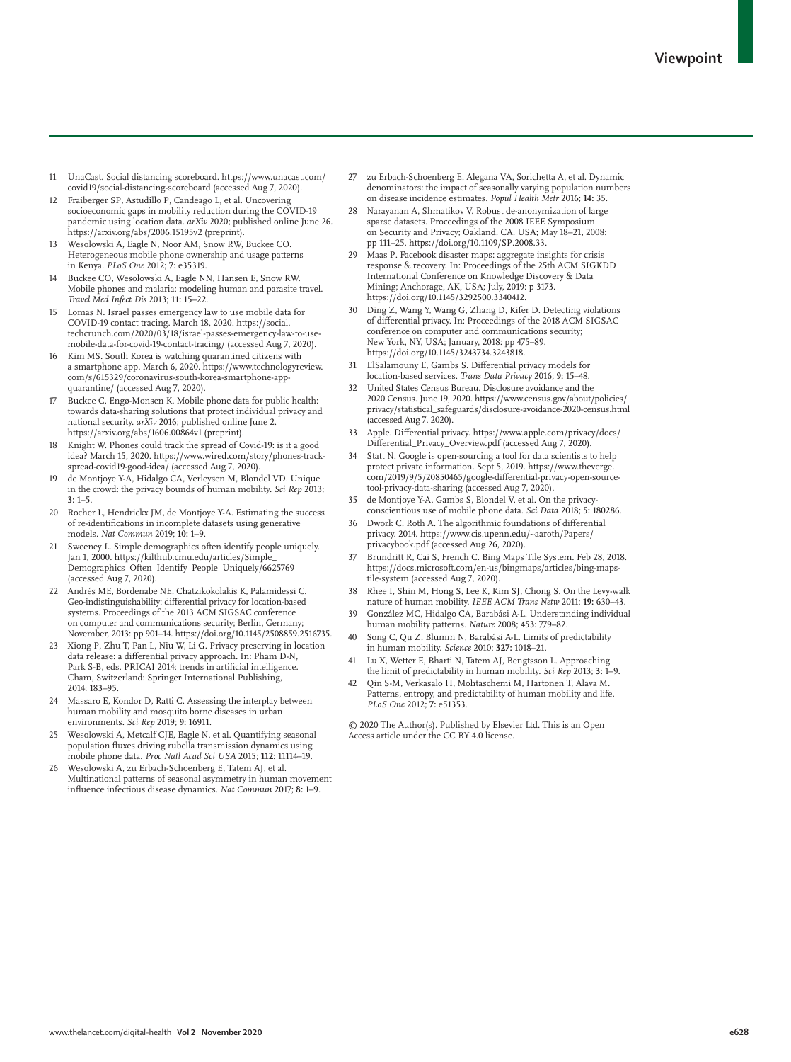11 UnaCast. Social distancing scoreboard. https://www.unacast.com/covid19/social-distancing-scoreboard (accessed Aug 7, 2020).

12 Fraiberger SP, Astudillo P, Candeago L, et al. Uncovering socioeconomic gaps in mobility reduction during the COVID-19 pandemic using location data. *arXiv* 2020; published online June 26. https://arxiv.org/abs/2006.15195v2 (preprint).

13 Wesolowski A, Eagle N, Noor AM, Snow RW, Buckee CO. Heterogeneous mobile phone ownership and usage patterns in Kenya. *PLoS One* 2012; **7:** e35319.

14 Buckee CO, Wesolowski A, Eagle NN, Hansen E, Snow RW. Mobile phones and malaria: modeling human and parasite travel. *Travel Med Infect Dis* 2013; **11:** 15–22.

15 Lomas N. Israel passes emergency law to use mobile data for COVID-19 contact tracing. March 18, 2020. https://social.techcrunch.com/2020/03/18/israel-passes-emergency-law-to-use-mobile-data-for-covid-19-contact-tracing/ (accessed Aug 7, 2020).

16 Kim MS. South Korea is watching quarantined citizens with a smartphone app. March 6, 2020. https://www.technologyreview.com/s/615329/coronavirus-south-korea-smartphone-app-quarantine/ (accessed Aug 7, 2020).

17 Buckee C, Engø-Monsen K. Mobile phone data for public health: towards data-sharing solutions that protect individual privacy and national security. *arXiv* 2016; published online June 2. https://arxiv.org/abs/1606.00864v1 (preprint).

18 Knight W. Phones could track the spread of Covid-19: is it a good idea? March 15, 2020. https://www.wired.com/story/phones-track-spread-covid19-good-idea/ (accessed Aug 7, 2020).

19 de Montjoye Y-A, Hidalgo CA, Verleysen M, Blondel VD. Unique in the crowd: the privacy bounds of human mobility. *Sci Rep* 2013; **3:** 1–5.

20 Rocher L, Hendrickx JM, de Montjoye Y-A. Estimating the success of re-identifications in incomplete datasets using generative models. *Nat Commun* 2019; **10:** 1–9.

21 Sweeney L. Simple demographics often identify people uniquely. Jan 1, 2000. https://kilthub.cmu.edu/articles/Simple_Demographics_Often_Identify_People_Uniquely/6625769 (accessed Aug 7, 2020).

22 Andrés ME, Bordenabe NE, Chatzikokolakis K, Palamidessi C. Geo-indistinguishability: differential privacy for location-based systems. Proceedings of the 2013 ACM SIGSAC conference on computer and communications security; Berlin, Germany; November, 2013: pp 901–14. https://doi.org/10.1145/2508859.2516735.

23 Xiong P, Zhu T, Pan L, Niu W, Li G. Privacy preserving in location data release: a differential privacy approach. In: Pham D-N, Park S-B, eds. PRICAI 2014: trends in artificial intelligence. Cham, Switzerland: Springer International Publishing, 2014: 183–95.

24 Massaro E, Kondor D, Ratti C. Assessing the interplay between human mobility and mosquito borne diseases in urban environments. *Sci Rep* 2019; **9:** 16911.

25 Wesolowski A, Metcalf CJE, Eagle N, et al. Quantifying seasonal population fluxes driving rubella transmission dynamics using mobile phone data. *Proc Natl Acad Sci USA* 2015; **112:** 11114–19.

26 Wesolowski A, zu Erbach-Schoenberg E, Tatem AJ, et al. Multinational patterns of seasonal asymmetry in human movement influence infectious disease dynamics. *Nat Commun* 2017; **8:** 1–9.

27 zu Erbach-Schoenberg E, Alegana VA, Sorichetta A, et al. Dynamic denominators: the impact of seasonally varying population numbers on disease incidence estimates. *Popul Health Metr* 2016; **14:** 35.

28 Narayanan A, Shmatikov V. Robust de-anonymization of large sparse datasets. Proceedings of the 2008 IEEE Symposium on Security and Privacy; Oakland, CA, USA; May 18–21, 2008: pp 111–25. https://doi.org/10.1109/SP.2008.33.

29 Maas P. Facebook disaster maps: aggregate insights for crisis response & recovery. In: Proceedings of the 25th ACM SIGKDD International Conference on Knowledge Discovery & Data Mining; Anchorage, AK, USA; July, 2019: p 3173. https://doi.org/10.1145/3292500.3340412.

30 Ding Z, Wang Y, Wang G, Zhang D, Kifer D. Detecting violations of differential privacy. In: Proceedings of the 2018 ACM SIGSAC conference on computer and communications security; New York, NY, USA; January, 2018: pp 475–89. https://doi.org/10.1145/3243734.3243818.

31 ElSalamouny E, Gambs S. Differential privacy models for location-based services. *Trans Data Privacy* 2016; **9:** 15–48.

32 United States Census Bureau. Disclosure avoidance and the 2020 Census. June 19, 2020. https://www.census.gov/about/policies/privacy/statistical_safeguards/disclosure-avoidance-2020-census.html (accessed Aug 7, 2020).

33 Apple. Differential privacy. https://www.apple.com/privacy/docs/Differential_Privacy_Overview.pdf (accessed Aug 7, 2020).

34 Statt N. Google is open-sourcing a tool for data scientists to help protect private information. Sept 5, 2019. https://www.theverge.com/2019/9/5/20850465/google-differential-privacy-open-source-tool-privacy-data-sharing (accessed Aug 7, 2020).

35 de Montjoye Y-A, Gambs S, Blondel V, et al. On the privacy-conscientious use of mobile phone data. *Sci Data* 2018; **5:** 180286.

36 Dwork C, Roth A. The algorithmic foundations of differential privacy. 2014. https://www.cis.upenn.edu/~aaroth/Papers/privacybook.pdf (accessed Aug 26, 2020).

37 Brundritt R, Cai S, French C. Bing Maps Tile System. Feb 28, 2018. https://docs.microsoft.com/en-us/bingmaps/articles/bing-maps-tile-system (accessed Aug 7, 2020).

38 Rhee I, Shin M, Hong S, Lee K, Kim SJ, Chong S. On the Levy-walk nature of human mobility. *IEEE ACM Trans Netw* 2011; **19:** 630–43.

39 González MC, Hidalgo CA, Barabási A-L. Understanding individual human mobility patterns. *Nature* 2008; **453:** 779–82.

40 Song C, Qu Z, Blumm N, Barabási A-L. Limits of predictability in human mobility. *Science* 2010; **327:** 1018–21.

41 Lu X, Wetter E, Bharti N, Tatem AJ, Bengtsson L. Approaching the limit of predictability in human mobility. *Sci Rep* 2013; **3:** 1–9.

42 Qin S-M, Verkasalo H, Mohtaschemi M, Hartonen T, Alava M. Patterns, entropy, and predictability of human mobility and life. *PLoS One* 2012; **7:** e51353.

© 2020 The Author(s). Published by Elsevier Ltd. This is an Open Access article under the CC BY 4.0 license.